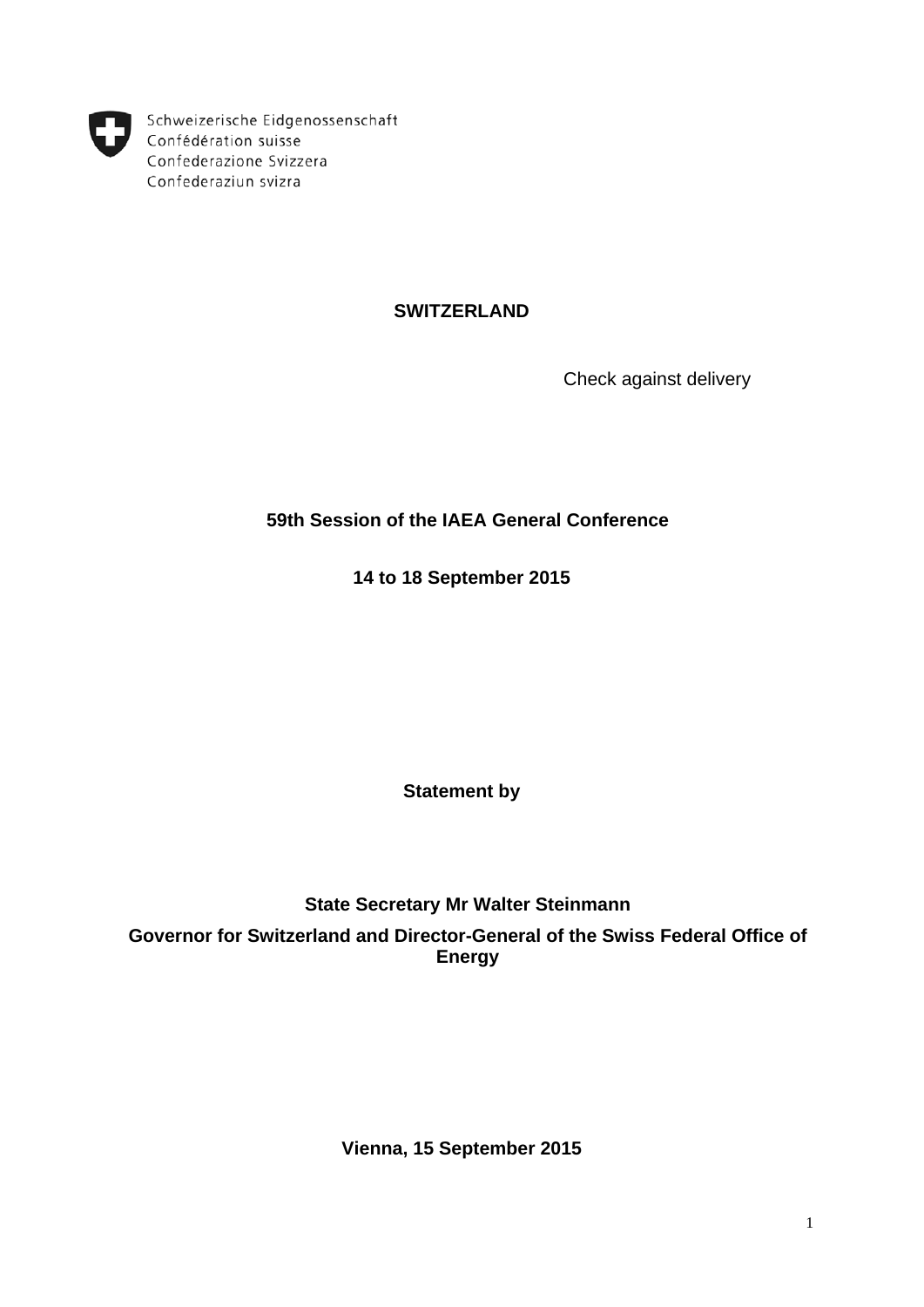Schweizerische Eidgenossenschaft
Confédération suisse
Confederazione Svizzera
Confederaziun svizra

**SWITZERLAND**

Check against delivery

**59th Session of the IAEA General Conference**

**14 to 18 September 2015**

**Statement by**

**State Secretary Mr Walter Steinmann**

**Governor for Switzerland and Director-General of the Swiss Federal Office of Energy**

**Vienna, 15 September 2015**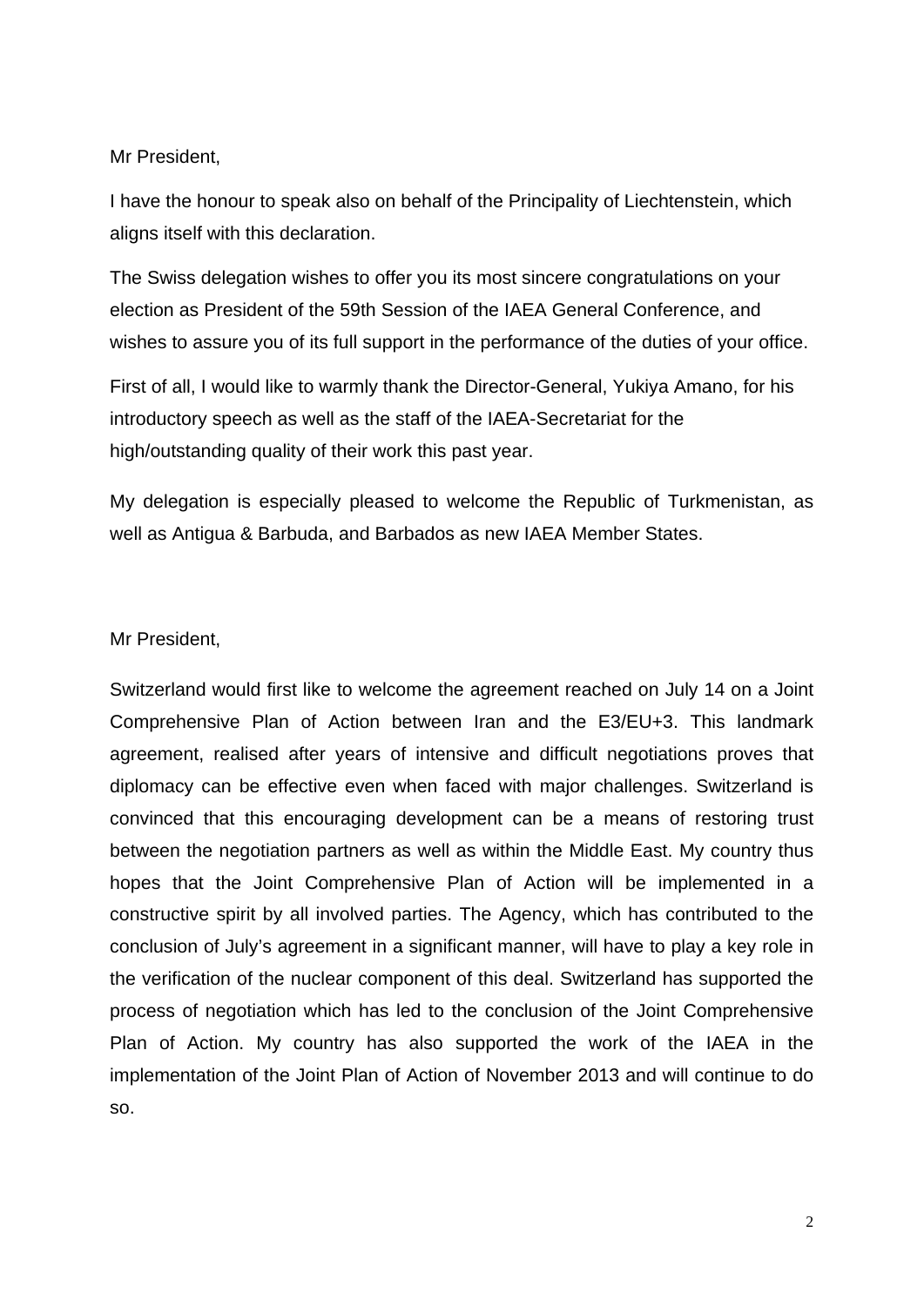Mr President,

I have the honour to speak also on behalf of the Principality of Liechtenstein, which aligns itself with this declaration.

The Swiss delegation wishes to offer you its most sincere congratulations on your election as President of the 59th Session of the IAEA General Conference, and wishes to assure you of its full support in the performance of the duties of your office.

First of all, I would like to warmly thank the Director-General, Yukiya Amano, for his introductory speech as well as the staff of the IAEA-Secretariat for the high/outstanding quality of their work this past year.

My delegation is especially pleased to welcome the Republic of Turkmenistan, as well as Antigua & Barbuda, and Barbados as new IAEA Member States.

Mr President,

Switzerland would first like to welcome the agreement reached on July 14 on a Joint Comprehensive Plan of Action between Iran and the E3/EU+3. This landmark agreement, realised after years of intensive and difficult negotiations proves that diplomacy can be effective even when faced with major challenges. Switzerland is convinced that this encouraging development can be a means of restoring trust between the negotiation partners as well as within the Middle East. My country thus hopes that the Joint Comprehensive Plan of Action will be implemented in a constructive spirit by all involved parties. The Agency, which has contributed to the conclusion of July's agreement in a significant manner, will have to play a key role in the verification of the nuclear component of this deal. Switzerland has supported the process of negotiation which has led to the conclusion of the Joint Comprehensive Plan of Action. My country has also supported the work of the IAEA in the implementation of the Joint Plan of Action of November 2013 and will continue to do so.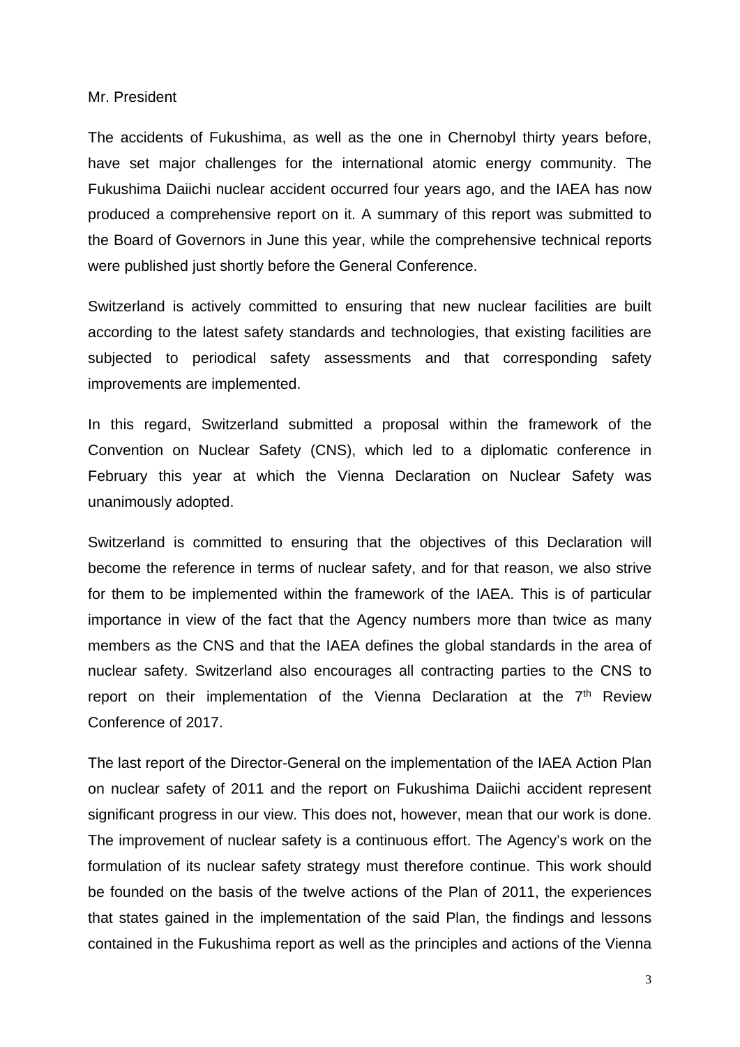Mr. President

The accidents of Fukushima, as well as the one in Chernobyl thirty years before, have set major challenges for the international atomic energy community. The Fukushima Daiichi nuclear accident occurred four years ago, and the IAEA has now produced a comprehensive report on it. A summary of this report was submitted to the Board of Governors in June this year, while the comprehensive technical reports were published just shortly before the General Conference.

Switzerland is actively committed to ensuring that new nuclear facilities are built according to the latest safety standards and technologies, that existing facilities are subjected to periodical safety assessments and that corresponding safety improvements are implemented.

In this regard, Switzerland submitted a proposal within the framework of the Convention on Nuclear Safety (CNS), which led to a diplomatic conference in February this year at which the Vienna Declaration on Nuclear Safety was unanimously adopted.

Switzerland is committed to ensuring that the objectives of this Declaration will become the reference in terms of nuclear safety, and for that reason, we also strive for them to be implemented within the framework of the IAEA. This is of particular importance in view of the fact that the Agency numbers more than twice as many members as the CNS and that the IAEA defines the global standards in the area of nuclear safety. Switzerland also encourages all contracting parties to the CNS to report on their implementation of the Vienna Declaration at the 7th Review Conference of 2017.

The last report of the Director-General on the implementation of the IAEA Action Plan on nuclear safety of 2011 and the report on Fukushima Daiichi accident represent significant progress in our view. This does not, however, mean that our work is done. The improvement of nuclear safety is a continuous effort. The Agency's work on the formulation of its nuclear safety strategy must therefore continue. This work should be founded on the basis of the twelve actions of the Plan of 2011, the experiences that states gained in the implementation of the said Plan, the findings and lessons contained in the Fukushima report as well as the principles and actions of the Vienna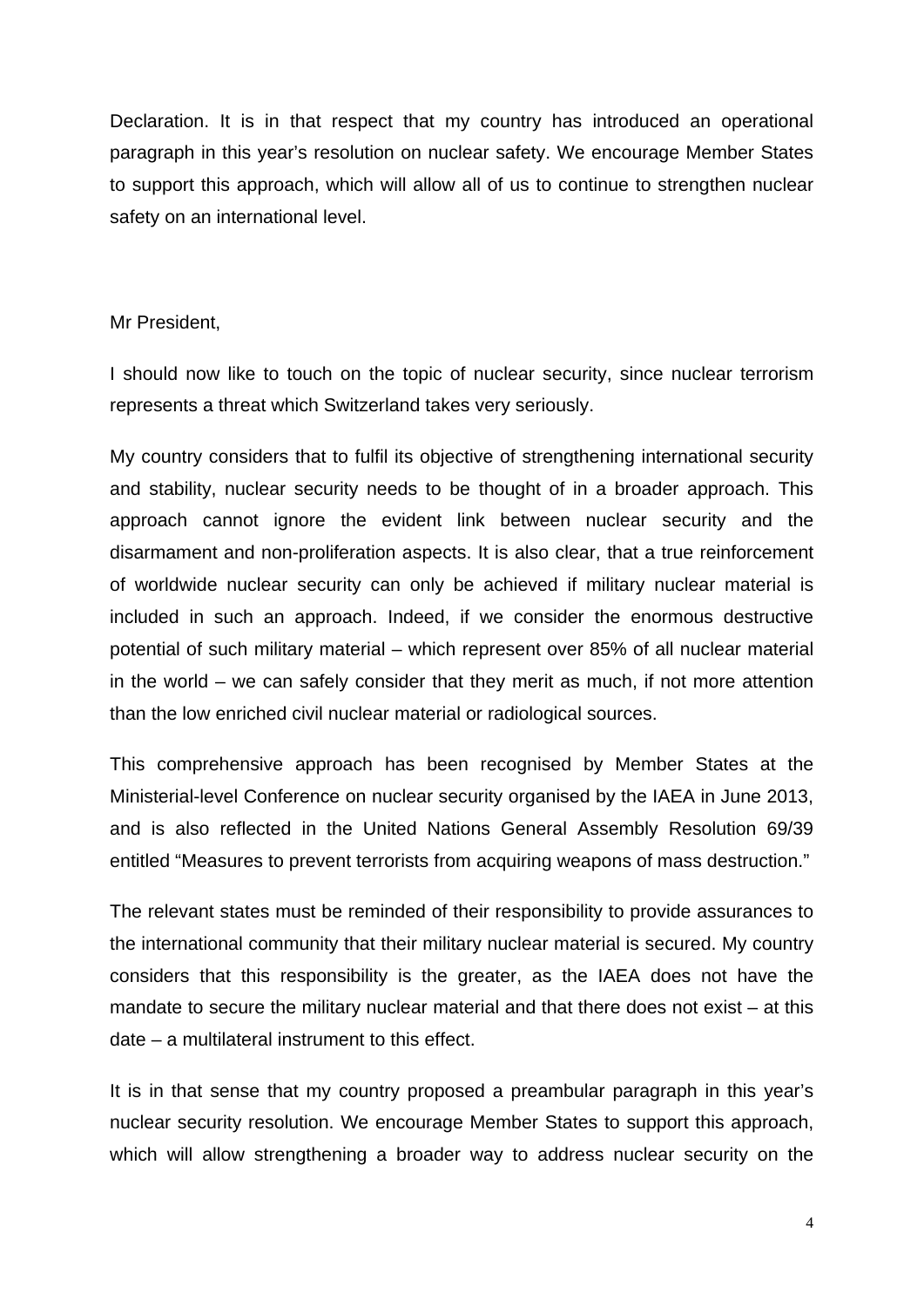Declaration. It is in that respect that my country has introduced an operational paragraph in this year's resolution on nuclear safety. We encourage Member States to support this approach, which will allow all of us to continue to strengthen nuclear safety on an international level.

Mr President,

I should now like to touch on the topic of nuclear security, since nuclear terrorism represents a threat which Switzerland takes very seriously.

My country considers that to fulfil its objective of strengthening international security and stability, nuclear security needs to be thought of in a broader approach. This approach cannot ignore the evident link between nuclear security and the disarmament and non-proliferation aspects. It is also clear, that a true reinforcement of worldwide nuclear security can only be achieved if military nuclear material is included in such an approach. Indeed, if we consider the enormous destructive potential of such military material – which represent over 85% of all nuclear material in the world – we can safely consider that they merit as much, if not more attention than the low enriched civil nuclear material or radiological sources.

This comprehensive approach has been recognised by Member States at the Ministerial-level Conference on nuclear security organised by the IAEA in June 2013, and is also reflected in the United Nations General Assembly Resolution 69/39 entitled "Measures to prevent terrorists from acquiring weapons of mass destruction."

The relevant states must be reminded of their responsibility to provide assurances to the international community that their military nuclear material is secured. My country considers that this responsibility is the greater, as the IAEA does not have the mandate to secure the military nuclear material and that there does not exist – at this date – a multilateral instrument to this effect.

It is in that sense that my country proposed a preambular paragraph in this year's nuclear security resolution. We encourage Member States to support this approach, which will allow strengthening a broader way to address nuclear security on the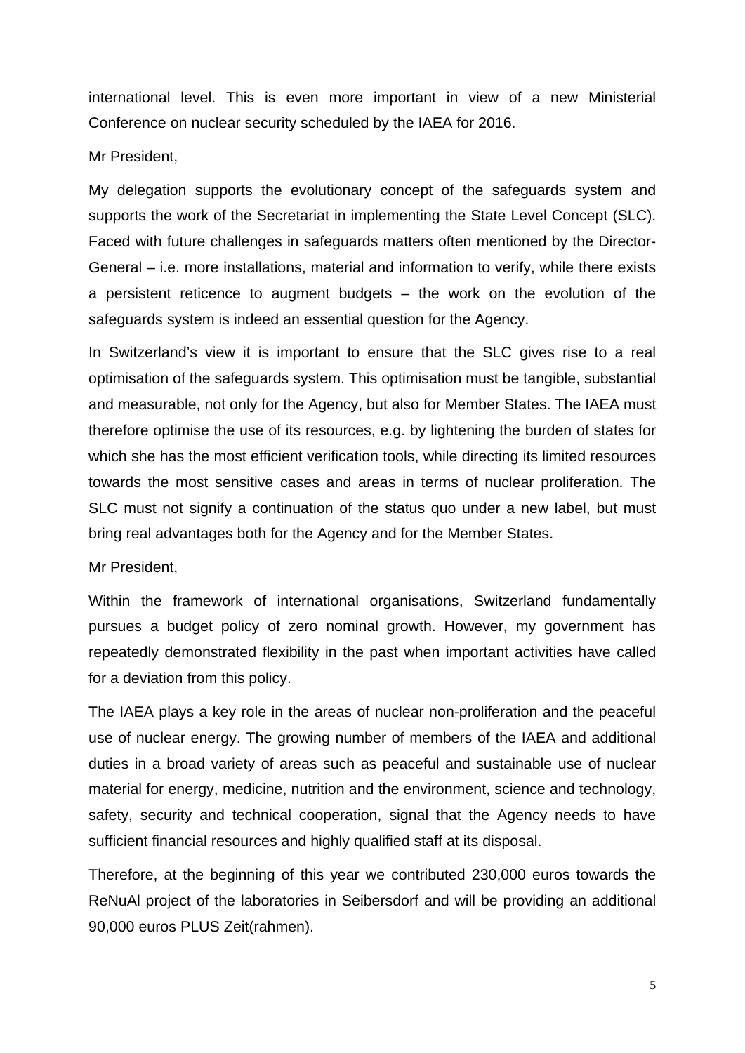international level. This is even more important in view of a new Ministerial Conference on nuclear security scheduled by the IAEA for 2016.

Mr President,

My delegation supports the evolutionary concept of the safeguards system and supports the work of the Secretariat in implementing the State Level Concept (SLC). Faced with future challenges in safeguards matters often mentioned by the Director-General – i.e. more installations, material and information to verify, while there exists a persistent reticence to augment budgets – the work on the evolution of the safeguards system is indeed an essential question for the Agency.

In Switzerland's view it is important to ensure that the SLC gives rise to a real optimisation of the safeguards system. This optimisation must be tangible, substantial and measurable, not only for the Agency, but also for Member States. The IAEA must therefore optimise the use of its resources, e.g. by lightening the burden of states for which she has the most efficient verification tools, while directing its limited resources towards the most sensitive cases and areas in terms of nuclear proliferation. The SLC must not signify a continuation of the status quo under a new label, but must bring real advantages both for the Agency and for the Member States.

Mr President,

Within the framework of international organisations, Switzerland fundamentally pursues a budget policy of zero nominal growth. However, my government has repeatedly demonstrated flexibility in the past when important activities have called for a deviation from this policy.

The IAEA plays a key role in the areas of nuclear non-proliferation and the peaceful use of nuclear energy. The growing number of members of the IAEA and additional duties in a broad variety of areas such as peaceful and sustainable use of nuclear material for energy, medicine, nutrition and the environment, science and technology, safety, security and technical cooperation, signal that the Agency needs to have sufficient financial resources and highly qualified staff at its disposal.

Therefore, at the beginning of this year we contributed 230,000 euros towards the ReNuAl project of the laboratories in Seibersdorf and will be providing an additional 90,000 euros PLUS Zeit(rahmen).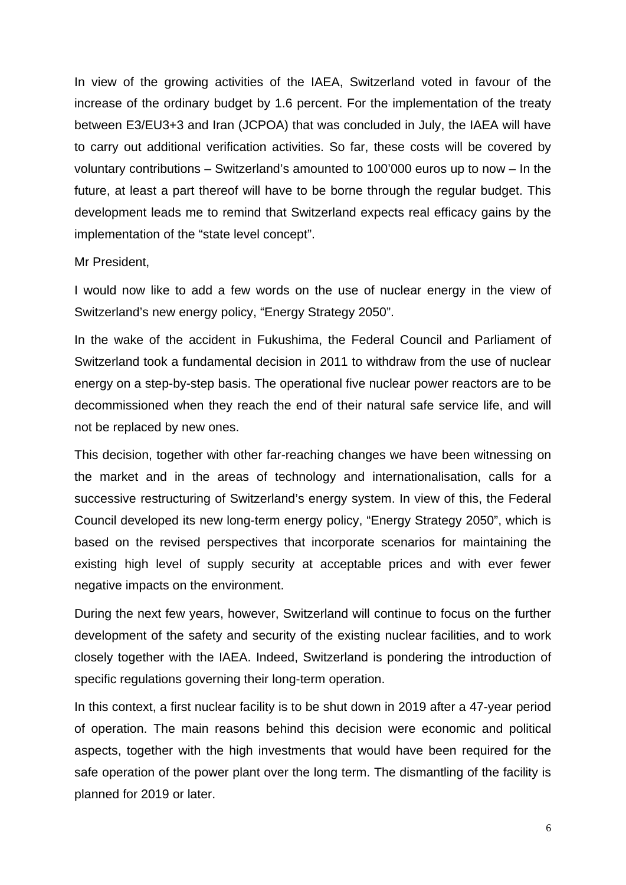In view of the growing activities of the IAEA, Switzerland voted in favour of the increase of the ordinary budget by 1.6 percent. For the implementation of the treaty between E3/EU3+3 and Iran (JCPOA) that was concluded in July, the IAEA will have to carry out additional verification activities. So far, these costs will be covered by voluntary contributions – Switzerland's amounted to 100'000 euros up to now – In the future, at least a part thereof will have to be borne through the regular budget. This development leads me to remind that Switzerland expects real efficacy gains by the implementation of the "state level concept".

Mr President,

I would now like to add a few words on the use of nuclear energy in the view of Switzerland's new energy policy, "Energy Strategy 2050".

In the wake of the accident in Fukushima, the Federal Council and Parliament of Switzerland took a fundamental decision in 2011 to withdraw from the use of nuclear energy on a step-by-step basis. The operational five nuclear power reactors are to be decommissioned when they reach the end of their natural safe service life, and will not be replaced by new ones.

This decision, together with other far-reaching changes we have been witnessing on the market and in the areas of technology and internationalisation, calls for a successive restructuring of Switzerland's energy system. In view of this, the Federal Council developed its new long-term energy policy, "Energy Strategy 2050", which is based on the revised perspectives that incorporate scenarios for maintaining the existing high level of supply security at acceptable prices and with ever fewer negative impacts on the environment.

During the next few years, however, Switzerland will continue to focus on the further development of the safety and security of the existing nuclear facilities, and to work closely together with the IAEA. Indeed, Switzerland is pondering the introduction of specific regulations governing their long-term operation.

In this context, a first nuclear facility is to be shut down in 2019 after a 47-year period of operation. The main reasons behind this decision were economic and political aspects, together with the high investments that would have been required for the safe operation of the power plant over the long term. The dismantling of the facility is planned for 2019 or later.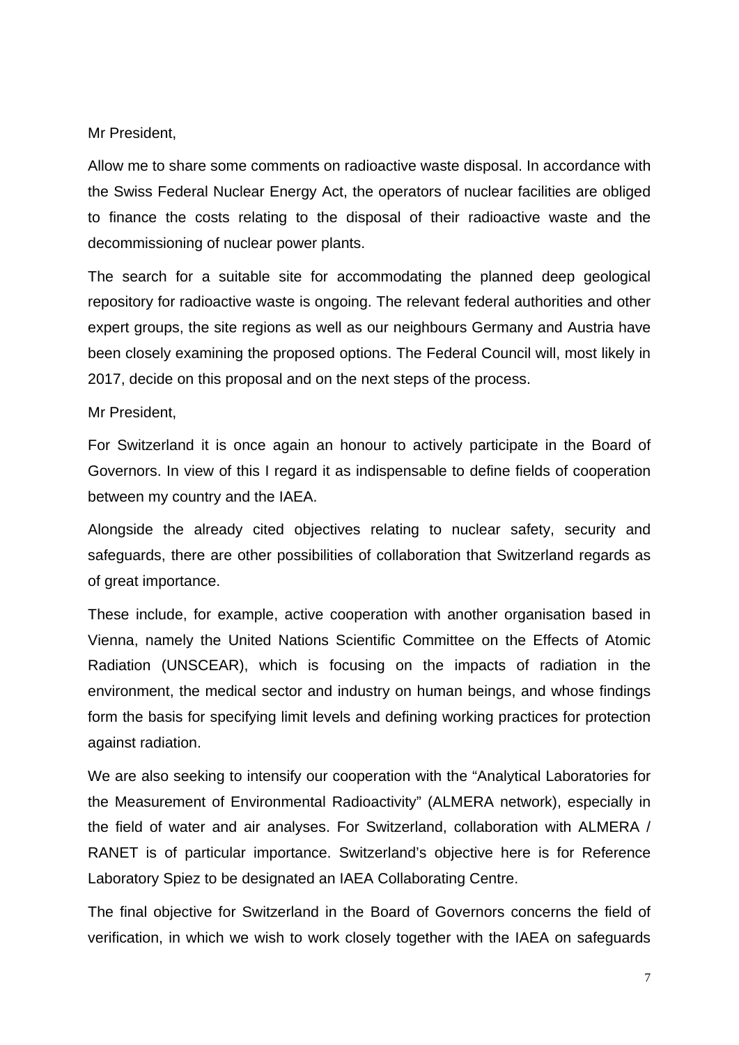Mr President,

Allow me to share some comments on radioactive waste disposal. In accordance with the Swiss Federal Nuclear Energy Act, the operators of nuclear facilities are obliged to finance the costs relating to the disposal of their radioactive waste and the decommissioning of nuclear power plants.

The search for a suitable site for accommodating the planned deep geological repository for radioactive waste is ongoing. The relevant federal authorities and other expert groups, the site regions as well as our neighbours Germany and Austria have been closely examining the proposed options. The Federal Council will, most likely in 2017, decide on this proposal and on the next steps of the process.

Mr President,

For Switzerland it is once again an honour to actively participate in the Board of Governors. In view of this I regard it as indispensable to define fields of cooperation between my country and the IAEA.

Alongside the already cited objectives relating to nuclear safety, security and safeguards, there are other possibilities of collaboration that Switzerland regards as of great importance.

These include, for example, active cooperation with another organisation based in Vienna, namely the United Nations Scientific Committee on the Effects of Atomic Radiation (UNSCEAR), which is focusing on the impacts of radiation in the environment, the medical sector and industry on human beings, and whose findings form the basis for specifying limit levels and defining working practices for protection against radiation.

We are also seeking to intensify our cooperation with the "Analytical Laboratories for the Measurement of Environmental Radioactivity" (ALMERA network), especially in the field of water and air analyses. For Switzerland, collaboration with ALMERA / RANET is of particular importance. Switzerland's objective here is for Reference Laboratory Spiez to be designated an IAEA Collaborating Centre.

The final objective for Switzerland in the Board of Governors concerns the field of verification, in which we wish to work closely together with the IAEA on safeguards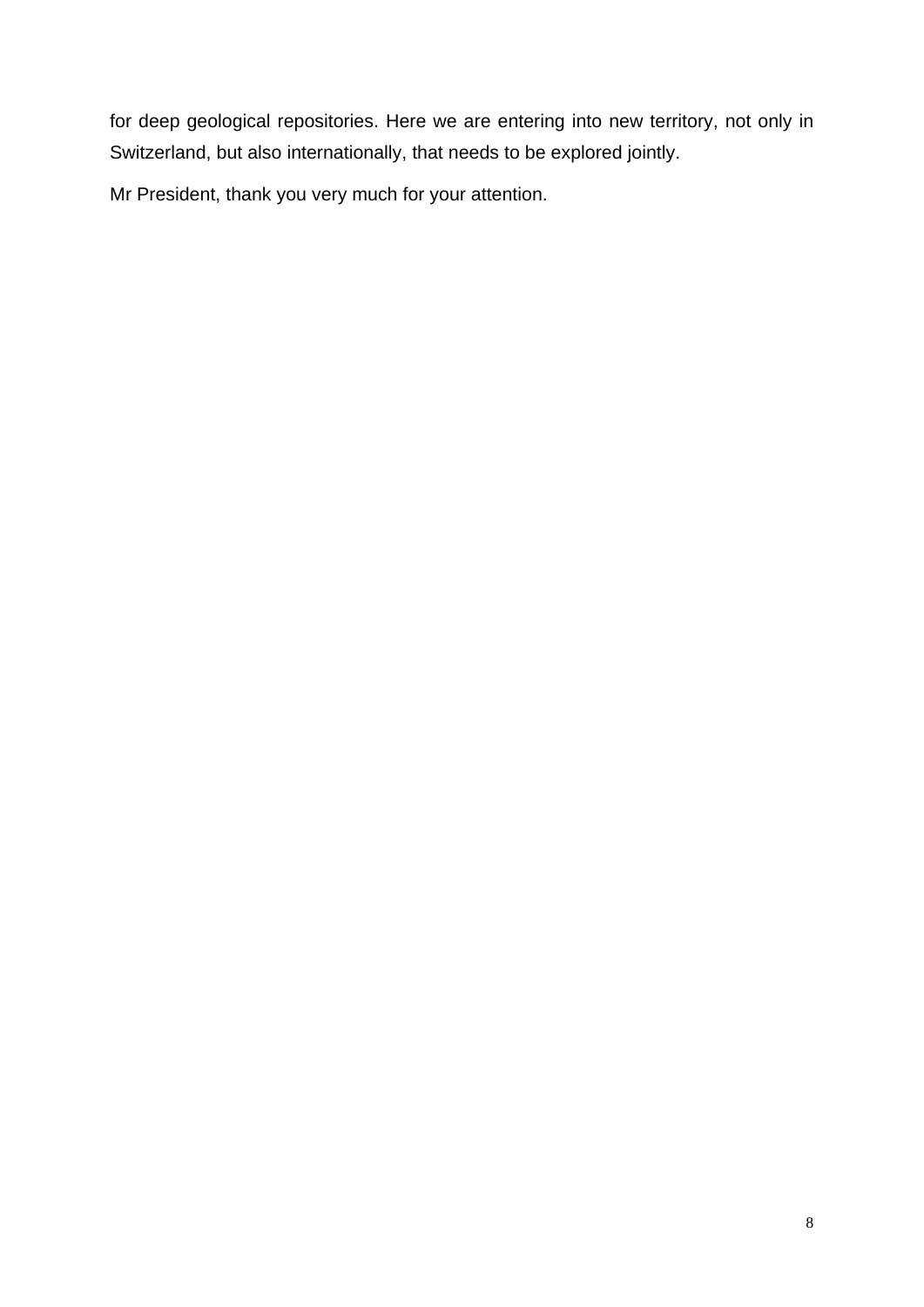for deep geological repositories. Here we are entering into new territory, not only in Switzerland, but also internationally, that needs to be explored jointly.

Mr President, thank you very much for your attention.